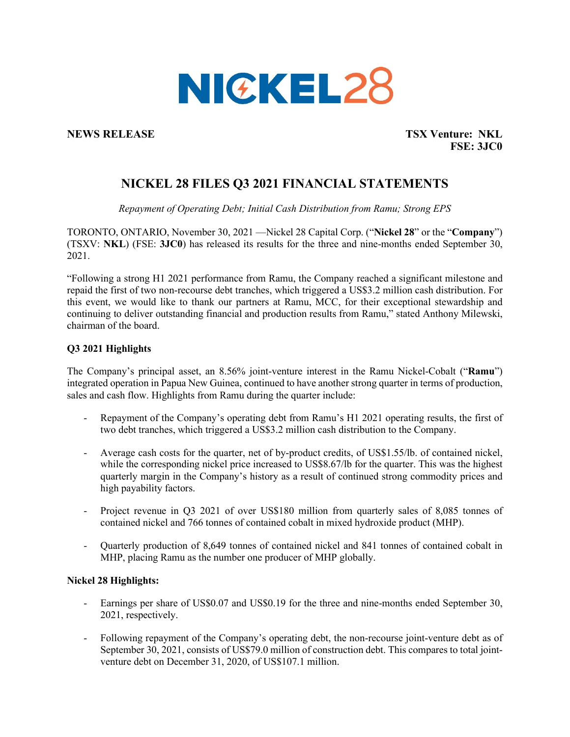**NEWS RELEASE**

**TSX Venture: NKL**
**FSE: 3JC0**

# NICKEL 28 FILES Q3 2021 FINANCIAL STATEMENTS

*Repayment of Operating Debt; Initial Cash Distribution from Ramu; Strong EPS*

TORONTO, ONTARIO, November 30, 2021 —Nickel 28 Capital Corp. ("**Nickel 28**" or the "**Company**") (TSXV: **NKL**) (FSE: **3JC0**) has released its results for the three and nine-months ended September 30, 2021.

"Following a strong H1 2021 performance from Ramu, the Company reached a significant milestone and repaid the first of two non-recourse debt tranches, which triggered a US$3.2 million cash distribution. For this event, we would like to thank our partners at Ramu, MCC, for their exceptional stewardship and continuing to deliver outstanding financial and production results from Ramu," stated Anthony Milewski, chairman of the board.

**Q3 2021 Highlights**

The Company's principal asset, an 8.56% joint-venture interest in the Ramu Nickel-Cobalt ("**Ramu**") integrated operation in Papua New Guinea, continued to have another strong quarter in terms of production, sales and cash flow. Highlights from Ramu during the quarter include:

- Repayment of the Company's operating debt from Ramu's H1 2021 operating results, the first of two debt tranches, which triggered a US$3.2 million cash distribution to the Company.
- Average cash costs for the quarter, net of by-product credits, of US$1.55/lb. of contained nickel, while the corresponding nickel price increased to US$8.67/lb for the quarter. This was the highest quarterly margin in the Company's history as a result of continued strong commodity prices and high payability factors.
- Project revenue in Q3 2021 of over US$180 million from quarterly sales of 8,085 tonnes of contained nickel and 766 tonnes of contained cobalt in mixed hydroxide product (MHP).
- Quarterly production of 8,649 tonnes of contained nickel and 841 tonnes of contained cobalt in MHP, placing Ramu as the number one producer of MHP globally.

**Nickel 28 Highlights:**

- Earnings per share of US$0.07 and US$0.19 for the three and nine-months ended September 30, 2021, respectively.
- Following repayment of the Company's operating debt, the non-recourse joint-venture debt as of September 30, 2021, consists of US$79.0 million of construction debt. This compares to total joint-venture debt on December 31, 2020, of US$107.1 million.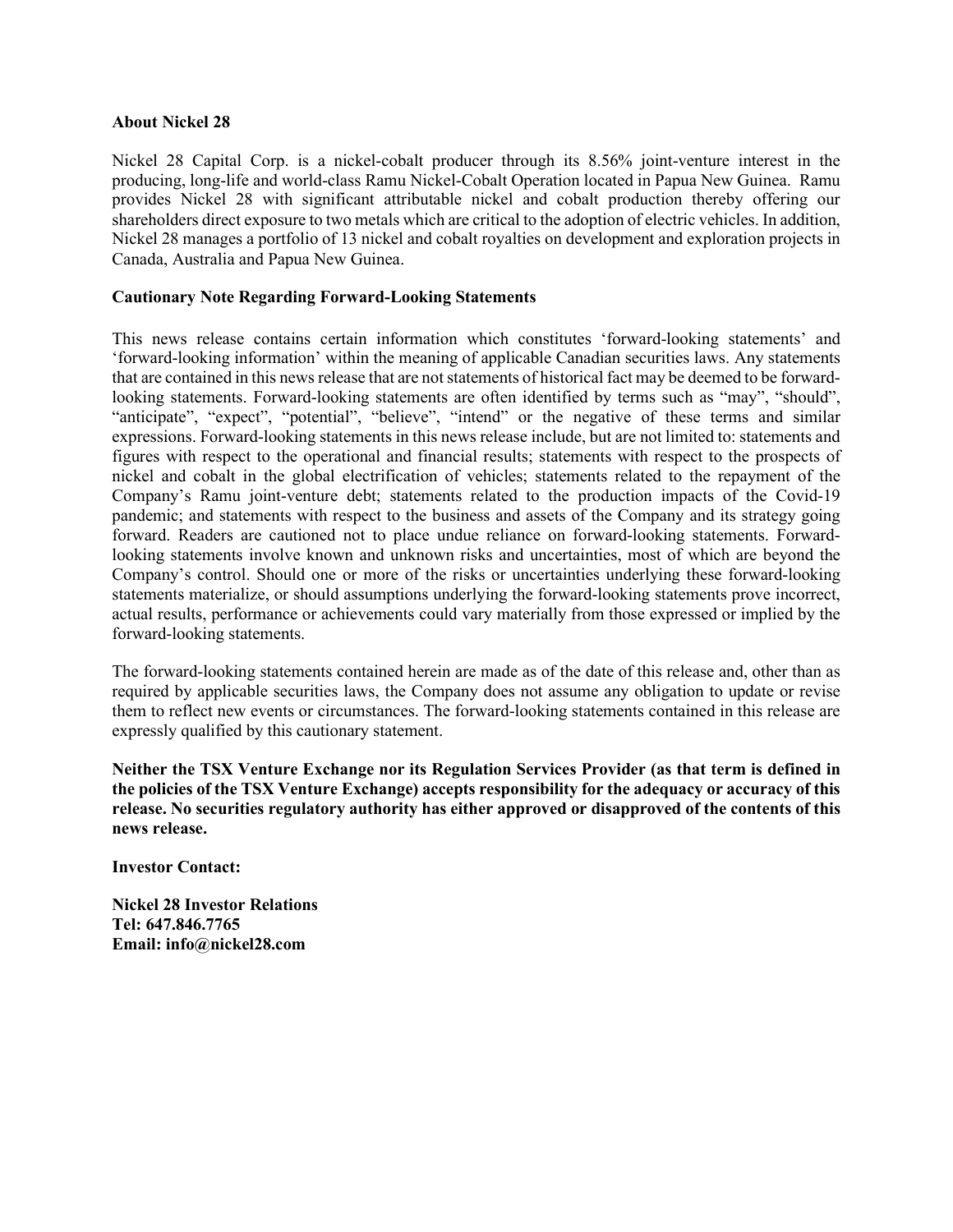**About Nickel 28**

Nickel 28 Capital Corp. is a nickel-cobalt producer through its 8.56% joint-venture interest in the producing, long-life and world-class Ramu Nickel-Cobalt Operation located in Papua New Guinea. Ramu provides Nickel 28 with significant attributable nickel and cobalt production thereby offering our shareholders direct exposure to two metals which are critical to the adoption of electric vehicles. In addition, Nickel 28 manages a portfolio of 13 nickel and cobalt royalties on development and exploration projects in Canada, Australia and Papua New Guinea.

**Cautionary Note Regarding Forward-Looking Statements**

This news release contains certain information which constitutes 'forward-looking statements' and 'forward-looking information' within the meaning of applicable Canadian securities laws. Any statements that are contained in this news release that are not statements of historical fact may be deemed to be forward-looking statements. Forward-looking statements are often identified by terms such as "may", "should", "anticipate", "expect", "potential", "believe", "intend" or the negative of these terms and similar expressions. Forward-looking statements in this news release include, but are not limited to: statements and figures with respect to the operational and financial results; statements with respect to the prospects of nickel and cobalt in the global electrification of vehicles; statements related to the repayment of the Company's Ramu joint-venture debt; statements related to the production impacts of the Covid-19 pandemic; and statements with respect to the business and assets of the Company and its strategy going forward. Readers are cautioned not to place undue reliance on forward-looking statements. Forward-looking statements involve known and unknown risks and uncertainties, most of which are beyond the Company's control. Should one or more of the risks or uncertainties underlying these forward-looking statements materialize, or should assumptions underlying the forward-looking statements prove incorrect, actual results, performance or achievements could vary materially from those expressed or implied by the forward-looking statements.

The forward-looking statements contained herein are made as of the date of this release and, other than as required by applicable securities laws, the Company does not assume any obligation to update or revise them to reflect new events or circumstances. The forward-looking statements contained in this release are expressly qualified by this cautionary statement.

**Neither the TSX Venture Exchange nor its Regulation Services Provider (as that term is defined in the policies of the TSX Venture Exchange) accepts responsibility for the adequacy or accuracy of this release. No securities regulatory authority has either approved or disapproved of the contents of this news release.**

**Investor Contact:**

**Nickel 28 Investor Relations**
**Tel: 647.846.7765**
**Email: info@nickel28.com**